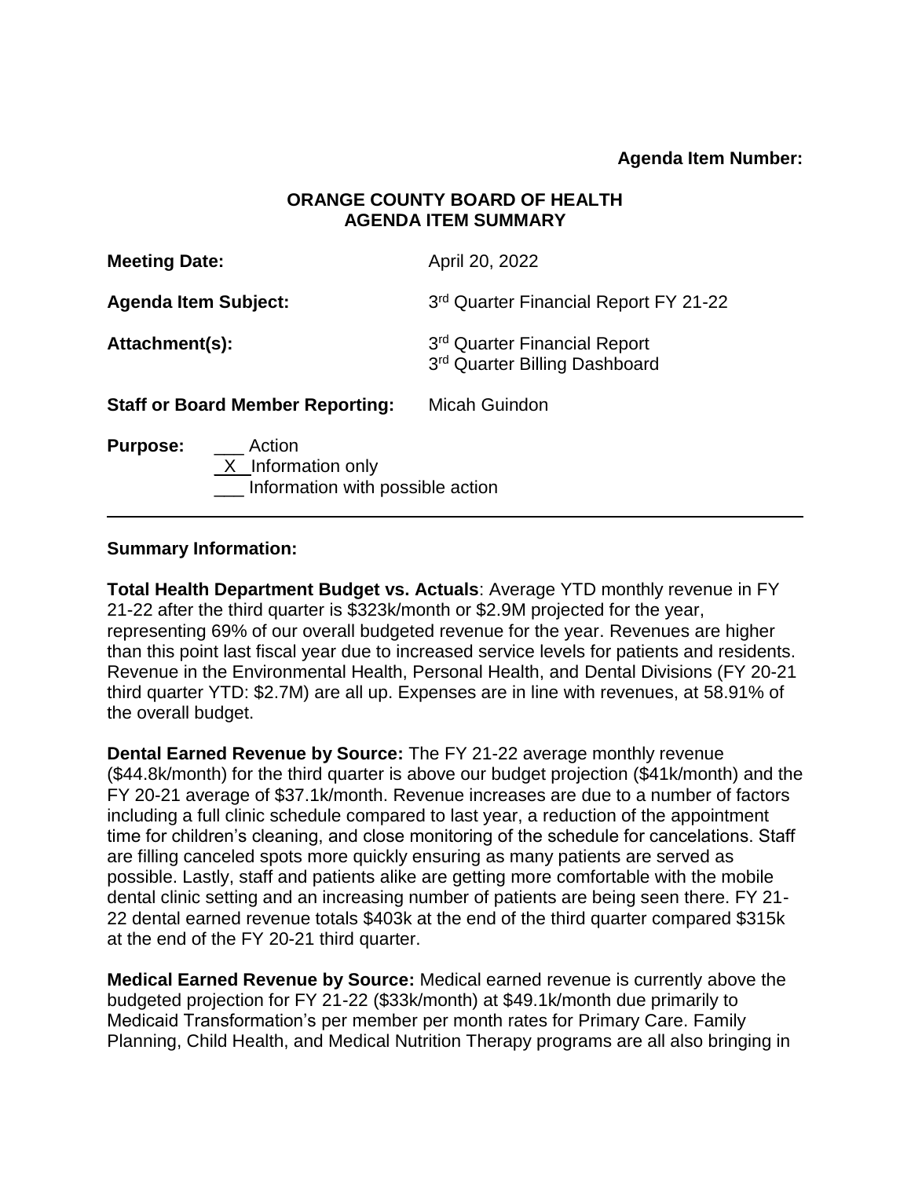**Agenda Item Number:**

**ORANGE COUNTY BOARD OF HEALTH**
**AGENDA ITEM SUMMARY**

| | |
|---|---|
| **Meeting Date:** | April 20, 2022 |
| **Agenda Item Subject:** | 3rd Quarter Financial Report FY 21-22 |
| **Attachment(s):** | 3rd Quarter Financial Report<br>3rd Quarter Billing Dashboard |
| **Staff or Board Member Reporting:** | Micah Guindon |

**Purpose:** ___ Action
_X_ Information only
___ Information with possible action

---

**Summary Information:**

**Total Health Department Budget vs. Actuals**: Average YTD monthly revenue in FY 21-22 after the third quarter is $323k/month or $2.9M projected for the year, representing 69% of our overall budgeted revenue for the year. Revenues are higher than this point last fiscal year due to increased service levels for patients and residents. Revenue in the Environmental Health, Personal Health, and Dental Divisions (FY 20-21 third quarter YTD: $2.7M) are all up. Expenses are in line with revenues, at 58.91% of the overall budget.

**Dental Earned Revenue by Source:** The FY 21-22 average monthly revenue ($44.8k/month) for the third quarter is above our budget projection ($41k/month) and the FY 20-21 average of $37.1k/month. Revenue increases are due to a number of factors including a full clinic schedule compared to last year, a reduction of the appointment time for children's cleaning, and close monitoring of the schedule for cancelations. Staff are filling canceled spots more quickly ensuring as many patients are served as possible. Lastly, staff and patients alike are getting more comfortable with the mobile dental clinic setting and an increasing number of patients are being seen there. FY 21-22 dental earned revenue totals $403k at the end of the third quarter compared $315k at the end of the FY 20-21 third quarter.

**Medical Earned Revenue by Source:** Medical earned revenue is currently above the budgeted projection for FY 21-22 ($33k/month) at $49.1k/month due primarily to Medicaid Transformation's per member per month rates for Primary Care. Family Planning, Child Health, and Medical Nutrition Therapy programs are all also bringing in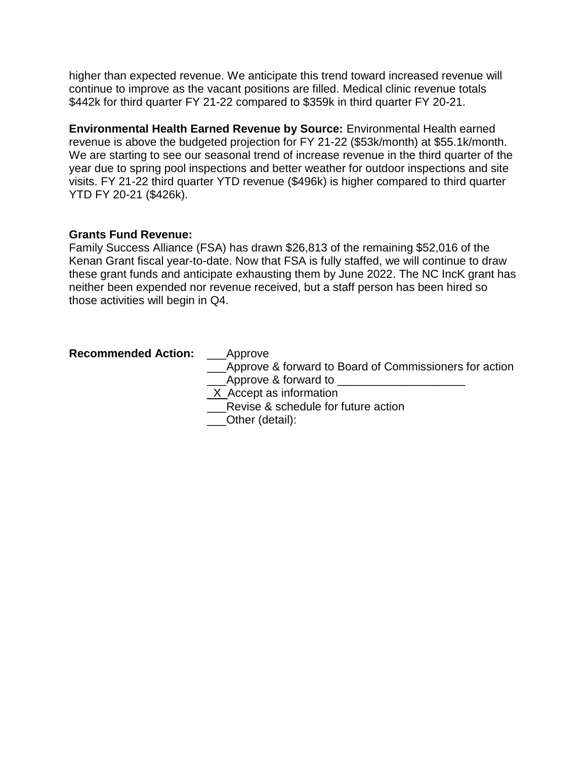higher than expected revenue. We anticipate this trend toward increased revenue will continue to improve as the vacant positions are filled. Medical clinic revenue totals $442k for third quarter FY 21-22 compared to $359k in third quarter FY 20-21.

**Environmental Health Earned Revenue by Source:** Environmental Health earned revenue is above the budgeted projection for FY 21-22 ($53k/month) at $55.1k/month. We are starting to see our seasonal trend of increase revenue in the third quarter of the year due to spring pool inspections and better weather for outdoor inspections and site visits. FY 21-22 third quarter YTD revenue ($496k) is higher compared to third quarter YTD FY 20-21 ($426k).

**Grants Fund Revenue:**
Family Success Alliance (FSA) has drawn $26,813 of the remaining $52,016 of the Kenan Grant fiscal year-to-date. Now that FSA is fully staffed, we will continue to draw these grant funds and anticipate exhausting them by June 2022. The NC IncK grant has neither been expended nor revenue received, but a staff person has been hired so those activities will begin in Q4.

**Recommended Action:**
- ___Approve
- ___Approve & forward to Board of Commissioners for action
- ___Approve & forward to ____________________
- _X_Accept as information
- ___Revise & schedule for future action
- ___Other (detail):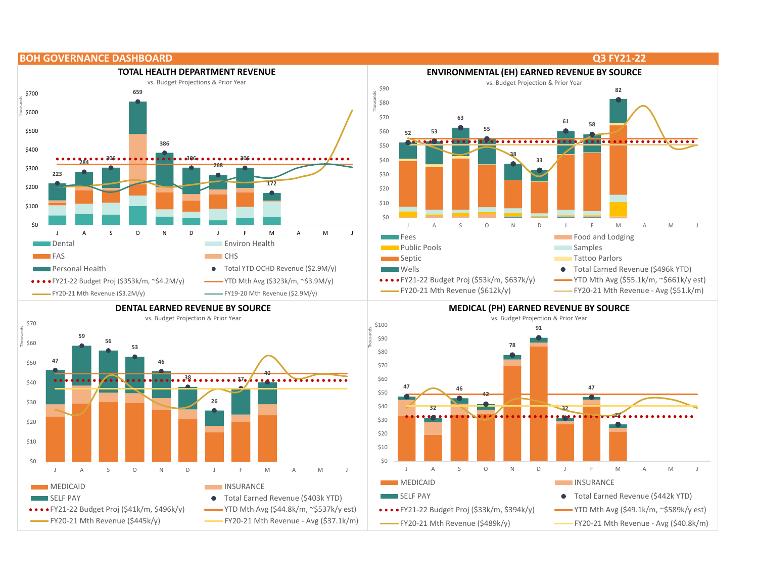# BOH GOVERNANCE DASHBOARD

Q3 FY21-22

## TOTAL HEALTH DEPARTMENT REVENUE

vs. Budget Projections & Prior Year

Thousands

$700
$600
$500
$400
$300
$200
$100
$0

223
284
306
659
386
306
268
306
172

J A S O N D J F M A M J

Dental
Environ Health
FAS
CHS
Personal Health
Total YTD OCHD Revenue ($2.9M/y)
FY21-22 Budget Proj ($353k/m, ~$4.2M/y)
YTD Mth Avg ($323k/m, ~$3.9M/y)
FY20-21 Mth Revenue ($3.2M/y)
FY19-20 Mth Revenue ($2.9M/y)

## ENVIRONMENTAL (EH) EARNED REVENUE BY SOURCE

vs. Budget Projection & Prior Year

Thousands

$90
$80
$70
$60
$50
$40
$30
$20
$10
$0

52
53
63
55
38
33
61
58
82

J A S O N D J F M A M J

Fees
Food and Lodging
Public Pools
Samples
Septic
Tattoo Parlors
Wells
Total Earned Revenue ($496k YTD)
FY21-22 Budget Proj ($53k/m, $637k/y)
YTD Mth Avg ($55.1k/m, ~$661k/y est)
FY20-21 Mth Revenue ($612k/y)
FY20-21 Mth Revenue - Avg ($51.k/m)

## DENTAL EARNED REVENUE BY SOURCE

vs. Budget Projection & Prior Year

Thousands

$70
$60
$50
$40
$30
$20
$10
$0

47
59
56
53
46
38
26
37
40

J A S O N D J F M A M J

MEDICAID
INSURANCE
SELF PAY
Total Earned Revenue ($403k YTD)
FY21-22 Budget Proj ($41k/m, $496k/y)
YTD Mth Avg ($44.8k/m, ~$537k/y est)
FY20-21 Mth Revenue ($445k/y)
FY20-21 Mth Revenue - Avg ($37.1k/m)

## MEDICAL (PH) EARNED REVENUE BY SOURCE

vs. Budget Projection & Prior Year

Thousands

$100
$90
$80
$70
$60
$50
$40
$30
$20
$10
$0

47
32
46
42
78
91
32
47
27

J A S O N D J F M A M J

MEDICAID
INSURANCE
SELF PAY
Total Earned Revenue ($442k YTD)
FY21-22 Budget Proj ($33k/m, $394k/y)
YTD Mth Avg ($49.1k/m, ~$589k/y est)
FY20-21 Mth Revenue ($489k/y)
FY20-21 Mth Revenue - Avg ($40.8k/m)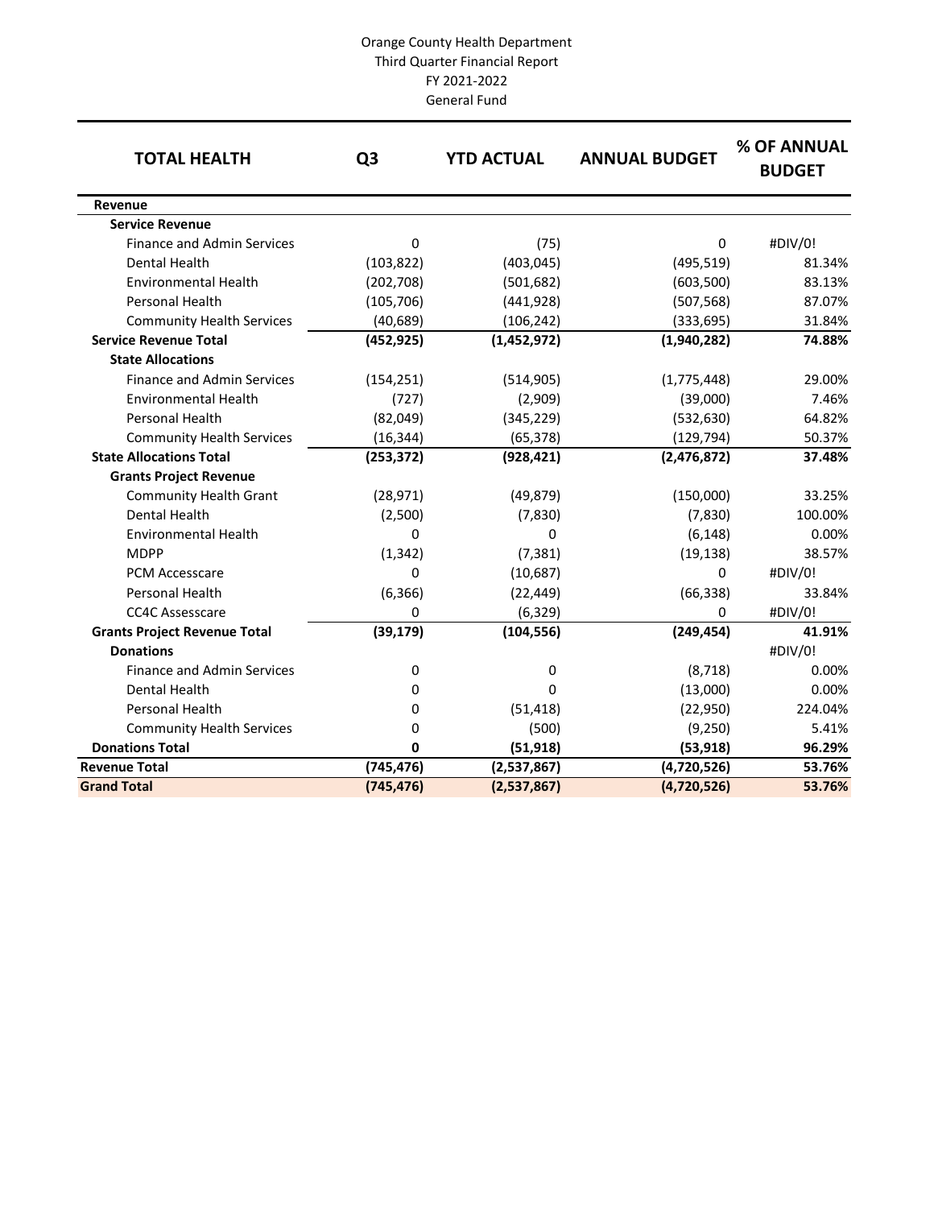Orange County Health Department
Third Quarter Financial Report
FY 2021-2022
General Fund

| TOTAL HEALTH | Q3 | YTD ACTUAL | ANNUAL BUDGET | % OF ANNUAL BUDGET |
|---|---|---|---|---|
| **Revenue** | | | | |
| **Service Revenue** | | | | |
| Finance and Admin Services | 0 | (75) | 0 | #DIV/0! |
| Dental Health | (103,822) | (403,045) | (495,519) | 81.34% |
| Environmental Health | (202,708) | (501,682) | (603,500) | 83.13% |
| Personal Health | (105,706) | (441,928) | (507,568) | 87.07% |
| Community Health Services | (40,689) | (106,242) | (333,695) | 31.84% |
| **Service Revenue Total** | **(452,925)** | **(1,452,972)** | **(1,940,282)** | **74.88%** |
| **State Allocations** | | | | |
| Finance and Admin Services | (154,251) | (514,905) | (1,775,448) | 29.00% |
| Environmental Health | (727) | (2,909) | (39,000) | 7.46% |
| Personal Health | (82,049) | (345,229) | (532,630) | 64.82% |
| Community Health Services | (16,344) | (65,378) | (129,794) | 50.37% |
| **State Allocations Total** | **(253,372)** | **(928,421)** | **(2,476,872)** | **37.48%** |
| **Grants Project Revenue** | | | | |
| Community Health Grant | (28,971) | (49,879) | (150,000) | 33.25% |
| Dental Health | (2,500) | (7,830) | (7,830) | 100.00% |
| Environmental Health | 0 | 0 | (6,148) | 0.00% |
| MDPP | (1,342) | (7,381) | (19,138) | 38.57% |
| PCM Accesscare | 0 | (10,687) | 0 | #DIV/0! |
| Personal Health | (6,366) | (22,449) | (66,338) | 33.84% |
| CC4C Assesscare | 0 | (6,329) | 0 | #DIV/0! |
| **Grants Project Revenue Total** | **(39,179)** | **(104,556)** | **(249,454)** | **41.91%** |
| **Donations** | | | | #DIV/0! |
| Finance and Admin Services | 0 | 0 | (8,718) | 0.00% |
| Dental Health | 0 | 0 | (13,000) | 0.00% |
| Personal Health | 0 | (51,418) | (22,950) | 224.04% |
| Community Health Services | 0 | (500) | (9,250) | 5.41% |
| **Donations Total** | **0** | **(51,918)** | **(53,918)** | **96.29%** |
| **Revenue Total** | **(745,476)** | **(2,537,867)** | **(4,720,526)** | **53.76%** |
| **Grand Total** | **(745,476)** | **(2,537,867)** | **(4,720,526)** | **53.76%** |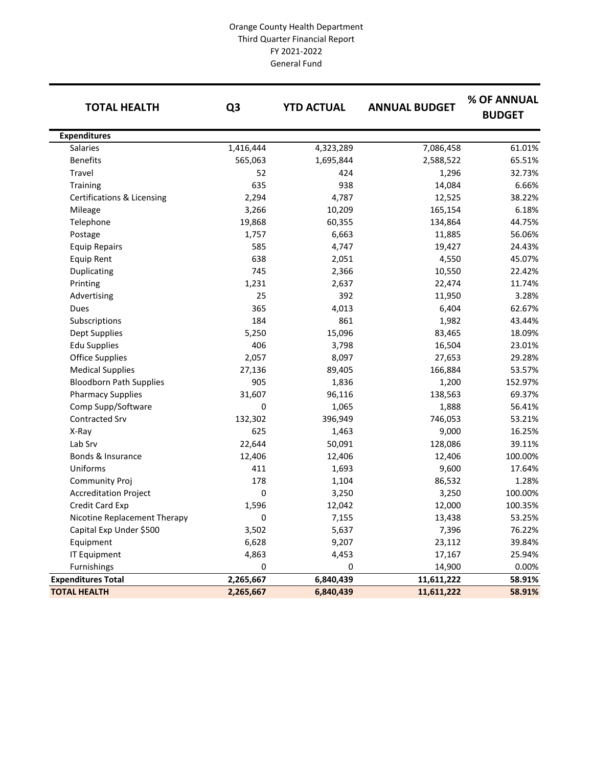Orange County Health Department
Third Quarter Financial Report
FY 2021-2022
General Fund

| TOTAL HEALTH | Q3 | YTD ACTUAL | ANNUAL BUDGET | % OF ANNUAL BUDGET |
|---|---|---|---|---|
| **Expenditures** | | | | |
| Salaries | 1,416,444 | 4,323,289 | 7,086,458 | 61.01% |
| Benefits | 565,063 | 1,695,844 | 2,588,522 | 65.51% |
| Travel | 52 | 424 | 1,296 | 32.73% |
| Training | 635 | 938 | 14,084 | 6.66% |
| Certifications & Licensing | 2,294 | 4,787 | 12,525 | 38.22% |
| Mileage | 3,266 | 10,209 | 165,154 | 6.18% |
| Telephone | 19,868 | 60,355 | 134,864 | 44.75% |
| Postage | 1,757 | 6,663 | 11,885 | 56.06% |
| Equip Repairs | 585 | 4,747 | 19,427 | 24.43% |
| Equip Rent | 638 | 2,051 | 4,550 | 45.07% |
| Duplicating | 745 | 2,366 | 10,550 | 22.42% |
| Printing | 1,231 | 2,637 | 22,474 | 11.74% |
| Advertising | 25 | 392 | 11,950 | 3.28% |
| Dues | 365 | 4,013 | 6,404 | 62.67% |
| Subscriptions | 184 | 861 | 1,982 | 43.44% |
| Dept Supplies | 5,250 | 15,096 | 83,465 | 18.09% |
| Edu Supplies | 406 | 3,798 | 16,504 | 23.01% |
| Office Supplies | 2,057 | 8,097 | 27,653 | 29.28% |
| Medical Supplies | 27,136 | 89,405 | 166,884 | 53.57% |
| Bloodborn Path Supplies | 905 | 1,836 | 1,200 | 152.97% |
| Pharmacy Supplies | 31,607 | 96,116 | 138,563 | 69.37% |
| Comp Supp/Software | 0 | 1,065 | 1,888 | 56.41% |
| Contracted Srv | 132,302 | 396,949 | 746,053 | 53.21% |
| X-Ray | 625 | 1,463 | 9,000 | 16.25% |
| Lab Srv | 22,644 | 50,091 | 128,086 | 39.11% |
| Bonds & Insurance | 12,406 | 12,406 | 12,406 | 100.00% |
| Uniforms | 411 | 1,693 | 9,600 | 17.64% |
| Community Proj | 178 | 1,104 | 86,532 | 1.28% |
| Accreditation Project | 0 | 3,250 | 3,250 | 100.00% |
| Credit Card Exp | 1,596 | 12,042 | 12,000 | 100.35% |
| Nicotine Replacement Therapy | 0 | 7,155 | 13,438 | 53.25% |
| Capital Exp Under $500 | 3,502 | 5,637 | 7,396 | 76.22% |
| Equipment | 6,628 | 9,207 | 23,112 | 39.84% |
| IT Equipment | 4,863 | 4,453 | 17,167 | 25.94% |
| Furnishings | 0 | 0 | 14,900 | 0.00% |
| **Expenditures Total** | **2,265,667** | **6,840,439** | **11,611,222** | **58.91%** |
| **TOTAL HEALTH** | **2,265,667** | **6,840,439** | **11,611,222** | **58.91%** |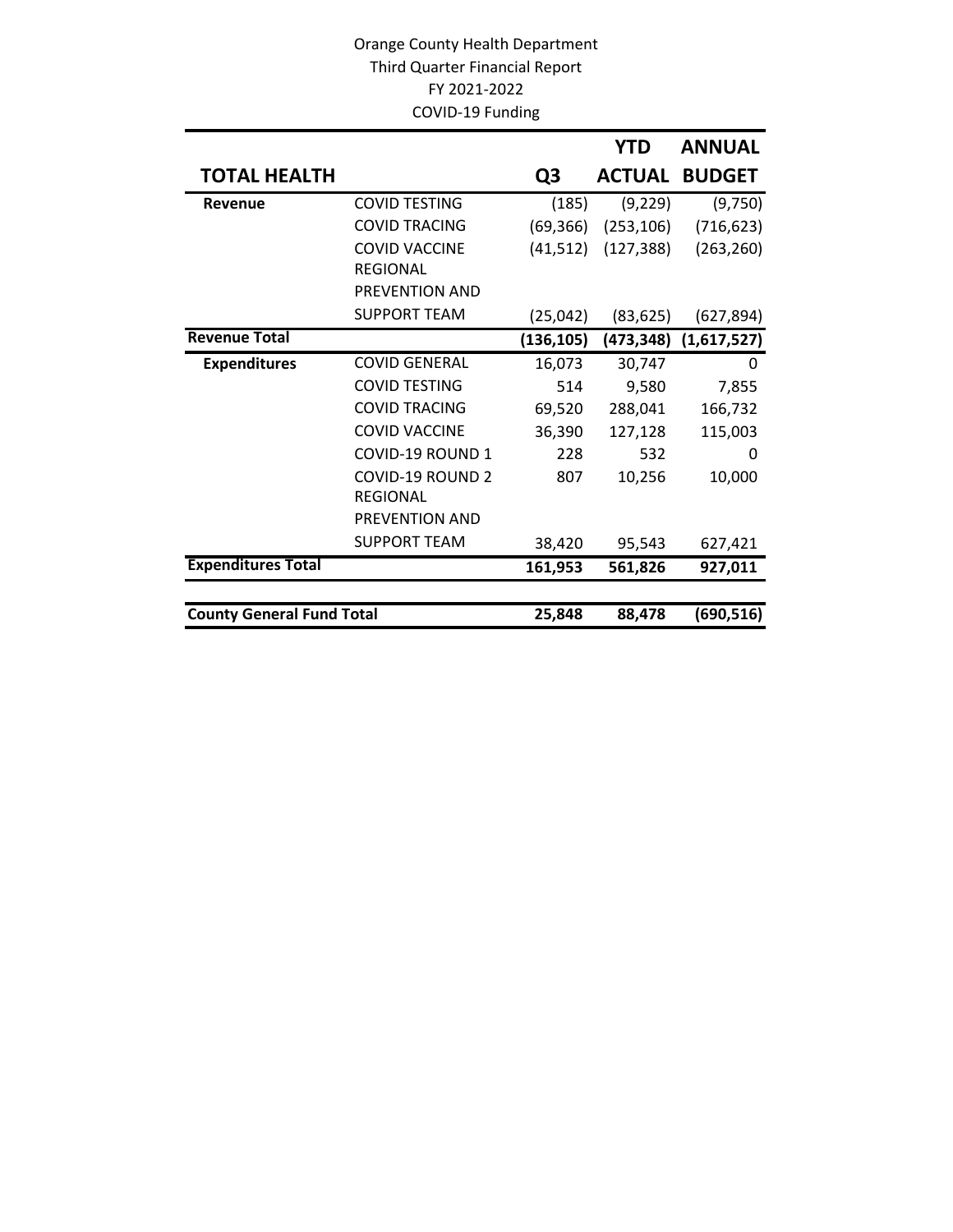Orange County Health Department
Third Quarter Financial Report
FY 2021-2022
COVID-19 Funding

| TOTAL HEALTH | | Q3 | YTD ACTUAL | ANNUAL BUDGET |
|---|---|---|---|---|
| **Revenue** | COVID TESTING | (185) | (9,229) | (9,750) |
| | COVID TRACING | (69,366) | (253,106) | (716,623) |
| | COVID VACCINE | (41,512) | (127,388) | (263,260) |
| | REGIONAL PREVENTION AND SUPPORT TEAM | (25,042) | (83,625) | (627,894) |
| **Revenue Total** | | **(136,105)** | **(473,348)** | **(1,617,527)** |
| **Expenditures** | COVID GENERAL | 16,073 | 30,747 | 0 |
| | COVID TESTING | 514 | 9,580 | 7,855 |
| | COVID TRACING | 69,520 | 288,041 | 166,732 |
| | COVID VACCINE | 36,390 | 127,128 | 115,003 |
| | COVID-19 ROUND 1 | 228 | 532 | 0 |
| | COVID-19 ROUND 2 | 807 | 10,256 | 10,000 |
| | REGIONAL PREVENTION AND SUPPORT TEAM | 38,420 | 95,543 | 627,421 |
| **Expenditures Total** | | **161,953** | **561,826** | **927,011** |
| **County General Fund Total** | | **25,848** | **88,478** | **(690,516)** |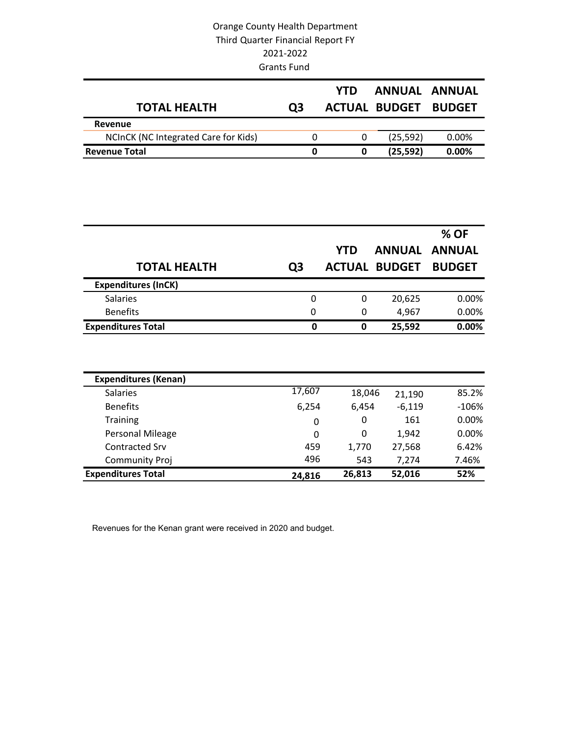Orange County Health Department
Third Quarter Financial Report FY
2021-2022
Grants Fund

| TOTAL HEALTH | Q3 | YTD ACTUAL | ANNUAL BUDGET | ANNUAL BUDGET |
|---|---|---|---|---|
| **Revenue** | | | | |
| NCInCK (NC Integrated Care for Kids) | 0 | 0 | (25,592) | 0.00% |
| **Revenue Total** | **0** | **0** | **(25,592)** | **0.00%** |

| TOTAL HEALTH | Q3 | YTD ACTUAL | ANNUAL BUDGET | % OF ANNUAL BUDGET |
|---|---|---|---|---|
| **Expenditures (InCK)** | | | | |
| Salaries | 0 | 0 | 20,625 | 0.00% |
| Benefits | 0 | 0 | 4,967 | 0.00% |
| **Expenditures Total** | **0** | **0** | **25,592** | **0.00%** |

| | | | | |
|---|---|---|---|---|
| **Expenditures (Kenan)** | | | | |
| Salaries | 17,607 | 18,046 | 21,190 | 85.2% |
| Benefits | 6,254 | 6,454 | -6,119 | -106% |
| Training | 0 | 0 | 161 | 0.00% |
| Personal Mileage | 0 | 0 | 1,942 | 0.00% |
| Contracted Srv | 459 | 1,770 | 27,568 | 6.42% |
| Community Proj | 496 | 543 | 7,274 | 7.46% |
| **Expenditures Total** | **24,816** | **26,813** | **52,016** | **52%** |

Revenues for the Kenan grant were received in 2020 and budget.